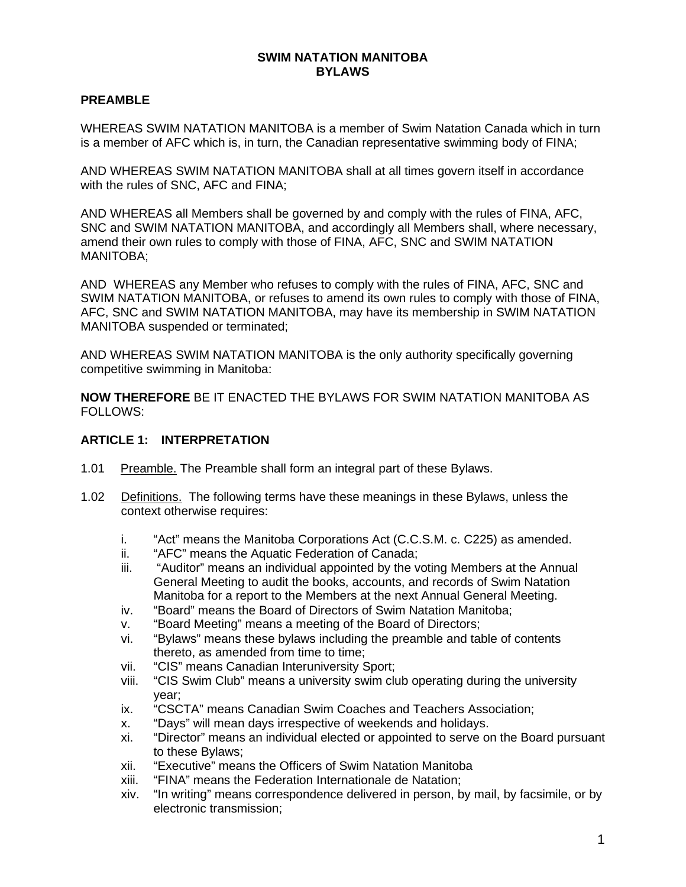# SWIM NATATION MANITOBA
# BYLAWS

## PREAMBLE

WHEREAS SWIM NATATION MANITOBA is a member of Swim Natation Canada which in turn is a member of AFC which is, in turn, the Canadian representative swimming body of FINA;

AND WHEREAS SWIM NATATION MANITOBA shall at all times govern itself in accordance with the rules of SNC, AFC and FINA;

AND WHEREAS all Members shall be governed by and comply with the rules of FINA, AFC, SNC and SWIM NATATION MANITOBA, and accordingly all Members shall, where necessary, amend their own rules to comply with those of FINA, AFC, SNC and SWIM NATATION MANITOBA;

AND WHEREAS any Member who refuses to comply with the rules of FINA, AFC, SNC and SWIM NATATION MANITOBA, or refuses to amend its own rules to comply with those of FINA, AFC, SNC and SWIM NATATION MANITOBA, may have its membership in SWIM NATATION MANITOBA suspended or terminated;

AND WHEREAS SWIM NATATION MANITOBA is the only authority specifically governing competitive swimming in Manitoba:

**NOW THEREFORE** BE IT ENACTED THE BYLAWS FOR SWIM NATATION MANITOBA AS FOLLOWS:

## ARTICLE 1: INTERPRETATION

1.01 Preamble. The Preamble shall form an integral part of these Bylaws.

1.02 Definitions. The following terms have these meanings in these Bylaws, unless the context otherwise requires:

i. "Act" means the Manitoba Corporations Act (C.C.S.M. c. C225) as amended.
ii. "AFC" means the Aquatic Federation of Canada;
iii. "Auditor" means an individual appointed by the voting Members at the Annual General Meeting to audit the books, accounts, and records of Swim Natation Manitoba for a report to the Members at the next Annual General Meeting.
iv. "Board" means the Board of Directors of Swim Natation Manitoba;
v. "Board Meeting" means a meeting of the Board of Directors;
vi. "Bylaws" means these bylaws including the preamble and table of contents thereto, as amended from time to time;
vii. "CIS" means Canadian Interuniversity Sport;
viii. "CIS Swim Club" means a university swim club operating during the university year;
ix. "CSCTA" means Canadian Swim Coaches and Teachers Association;
x. "Days" will mean days irrespective of weekends and holidays.
xi. "Director" means an individual elected or appointed to serve on the Board pursuant to these Bylaws;
xii. "Executive" means the Officers of Swim Natation Manitoba
xiii. "FINA" means the Federation Internationale de Natation;
xiv. "In writing" means correspondence delivered in person, by mail, by facsimile, or by electronic transmission;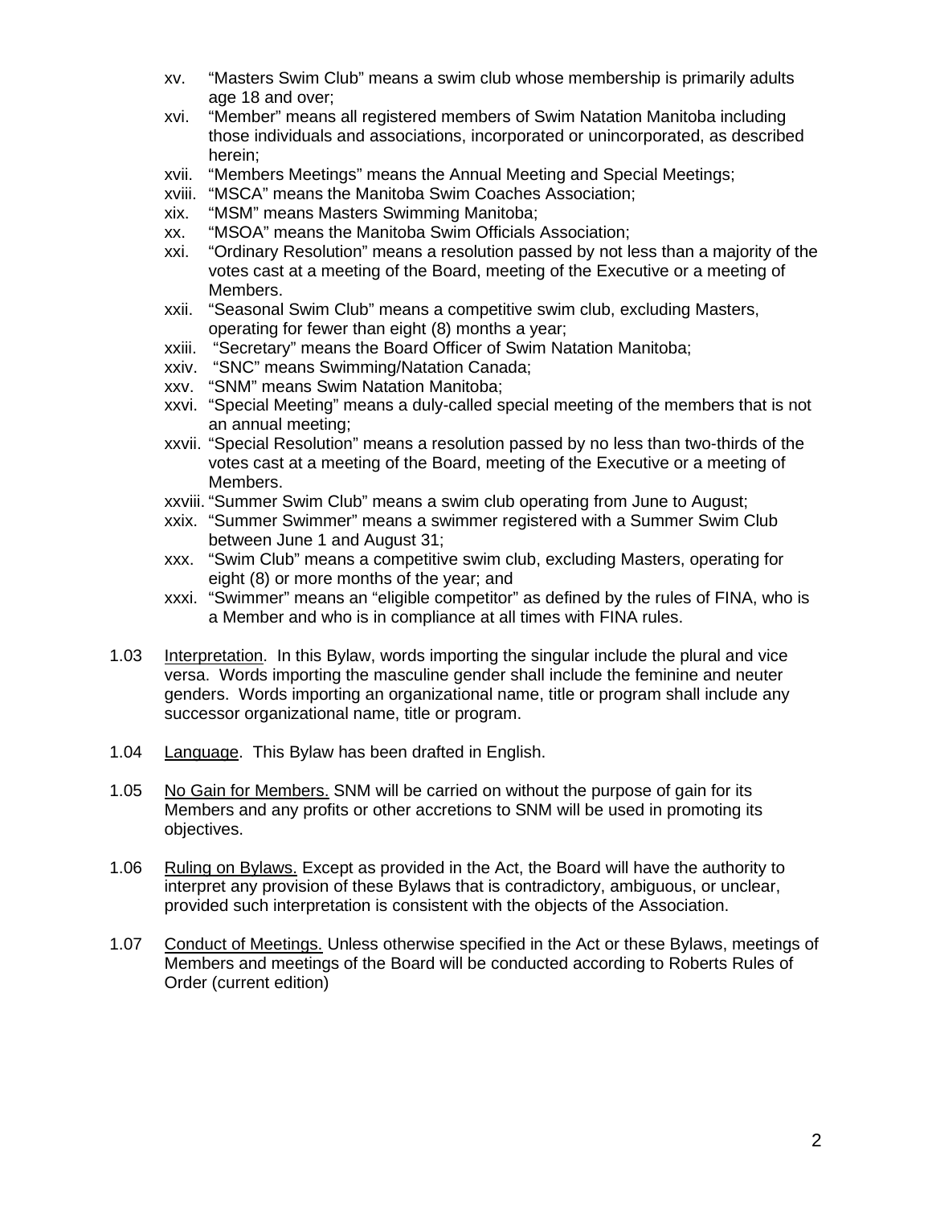xv. "Masters Swim Club" means a swim club whose membership is primarily adults age 18 and over;

xvi. "Member" means all registered members of Swim Natation Manitoba including those individuals and associations, incorporated or unincorporated, as described herein;

xvii. "Members Meetings" means the Annual Meeting and Special Meetings;

xviii. "MSCA" means the Manitoba Swim Coaches Association;

xix. "MSM" means Masters Swimming Manitoba;

xx. "MSOA" means the Manitoba Swim Officials Association;

xxi. "Ordinary Resolution" means a resolution passed by not less than a majority of the votes cast at a meeting of the Board, meeting of the Executive or a meeting of Members.

xxii. "Seasonal Swim Club" means a competitive swim club, excluding Masters, operating for fewer than eight (8) months a year;

xxiii. "Secretary" means the Board Officer of Swim Natation Manitoba;

xxiv. "SNC" means Swimming/Natation Canada;

xxv. "SNM" means Swim Natation Manitoba;

xxvi. "Special Meeting" means a duly-called special meeting of the members that is not an annual meeting;

xxvii. "Special Resolution" means a resolution passed by no less than two-thirds of the votes cast at a meeting of the Board, meeting of the Executive or a meeting of Members.

xxviii. "Summer Swim Club" means a swim club operating from June to August;

xxix. "Summer Swimmer" means a swimmer registered with a Summer Swim Club between June 1 and August 31;

xxx. "Swim Club" means a competitive swim club, excluding Masters, operating for eight (8) or more months of the year; and

xxxi. "Swimmer" means an "eligible competitor" as defined by the rules of FINA, who is a Member and who is in compliance at all times with FINA rules.

1.03 Interpretation. In this Bylaw, words importing the singular include the plural and vice versa. Words importing the masculine gender shall include the feminine and neuter genders. Words importing an organizational name, title or program shall include any successor organizational name, title or program.

1.04 Language. This Bylaw has been drafted in English.

1.05 No Gain for Members. SNM will be carried on without the purpose of gain for its Members and any profits or other accretions to SNM will be used in promoting its objectives.

1.06 Ruling on Bylaws. Except as provided in the Act, the Board will have the authority to interpret any provision of these Bylaws that is contradictory, ambiguous, or unclear, provided such interpretation is consistent with the objects of the Association.

1.07 Conduct of Meetings. Unless otherwise specified in the Act or these Bylaws, meetings of Members and meetings of the Board will be conducted according to Roberts Rules of Order (current edition)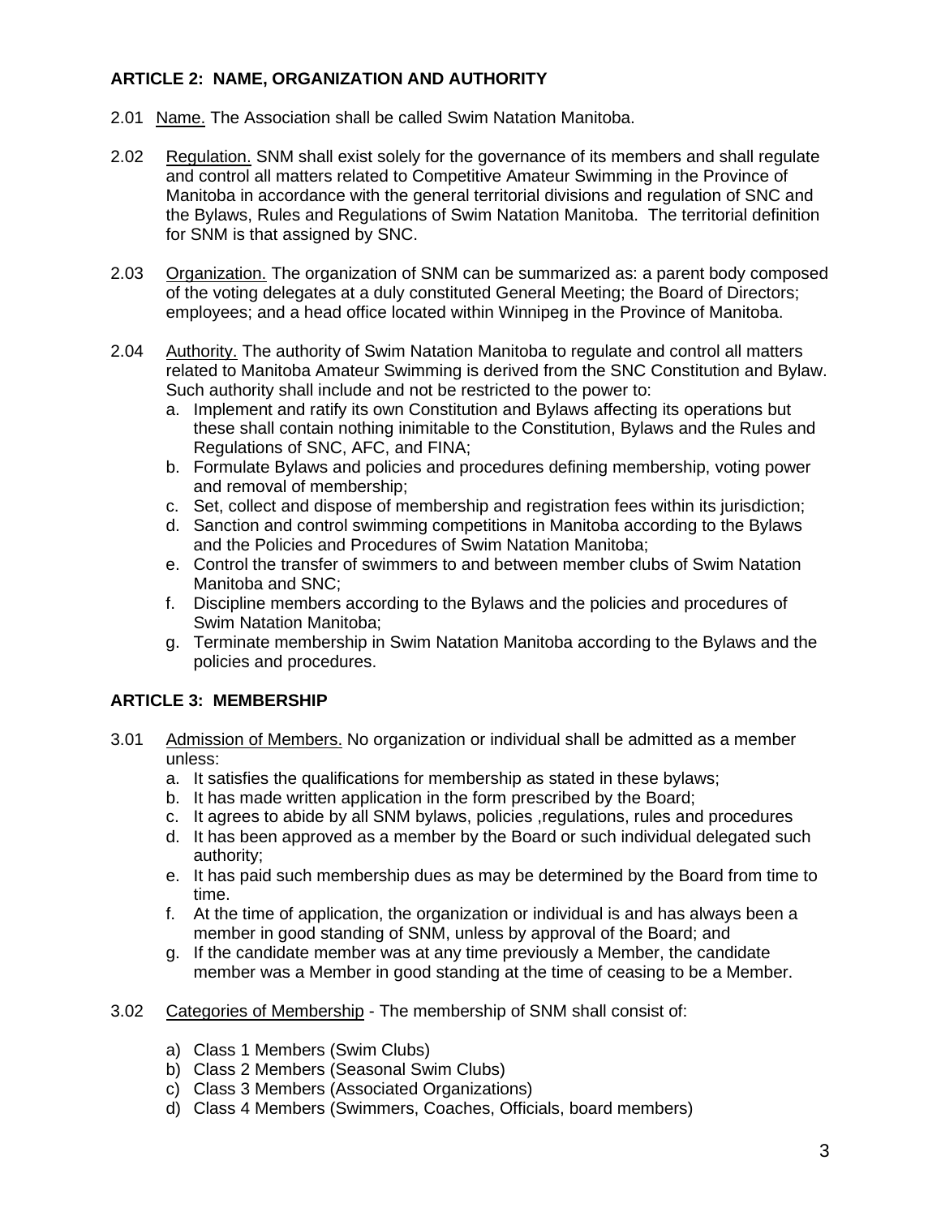### ARTICLE 2: NAME, ORGANIZATION AND AUTHORITY

2.01 Name. The Association shall be called Swim Natation Manitoba.

2.02 Regulation. SNM shall exist solely for the governance of its members and shall regulate and control all matters related to Competitive Amateur Swimming in the Province of Manitoba in accordance with the general territorial divisions and regulation of SNC and the Bylaws, Rules and Regulations of Swim Natation Manitoba. The territorial definition for SNM is that assigned by SNC.

2.03 Organization. The organization of SNM can be summarized as: a parent body composed of the voting delegates at a duly constituted General Meeting; the Board of Directors; employees; and a head office located within Winnipeg in the Province of Manitoba.

2.04 Authority. The authority of Swim Natation Manitoba to regulate and control all matters related to Manitoba Amateur Swimming is derived from the SNC Constitution and Bylaw. Such authority shall include and not be restricted to the power to:

a. Implement and ratify its own Constitution and Bylaws affecting its operations but these shall contain nothing inimitable to the Constitution, Bylaws and the Rules and Regulations of SNC, AFC, and FINA;
b. Formulate Bylaws and policies and procedures defining membership, voting power and removal of membership;
c. Set, collect and dispose of membership and registration fees within its jurisdiction;
d. Sanction and control swimming competitions in Manitoba according to the Bylaws and the Policies and Procedures of Swim Natation Manitoba;
e. Control the transfer of swimmers to and between member clubs of Swim Natation Manitoba and SNC;
f. Discipline members according to the Bylaws and the policies and procedures of Swim Natation Manitoba;
g. Terminate membership in Swim Natation Manitoba according to the Bylaws and the policies and procedures.

### ARTICLE 3: MEMBERSHIP

3.01 Admission of Members. No organization or individual shall be admitted as a member unless:

a. It satisfies the qualifications for membership as stated in these bylaws;
b. It has made written application in the form prescribed by the Board;
c. It agrees to abide by all SNM bylaws, policies ,regulations, rules and procedures
d. It has been approved as a member by the Board or such individual delegated such authority;
e. It has paid such membership dues as may be determined by the Board from time to time.
f. At the time of application, the organization or individual is and has always been a member in good standing of SNM, unless by approval of the Board; and
g. If the candidate member was at any time previously a Member, the candidate member was a Member in good standing at the time of ceasing to be a Member.

3.02 Categories of Membership - The membership of SNM shall consist of:

a) Class 1 Members (Swim Clubs)
b) Class 2 Members (Seasonal Swim Clubs)
c) Class 3 Members (Associated Organizations)
d) Class 4 Members (Swimmers, Coaches, Officials, board members)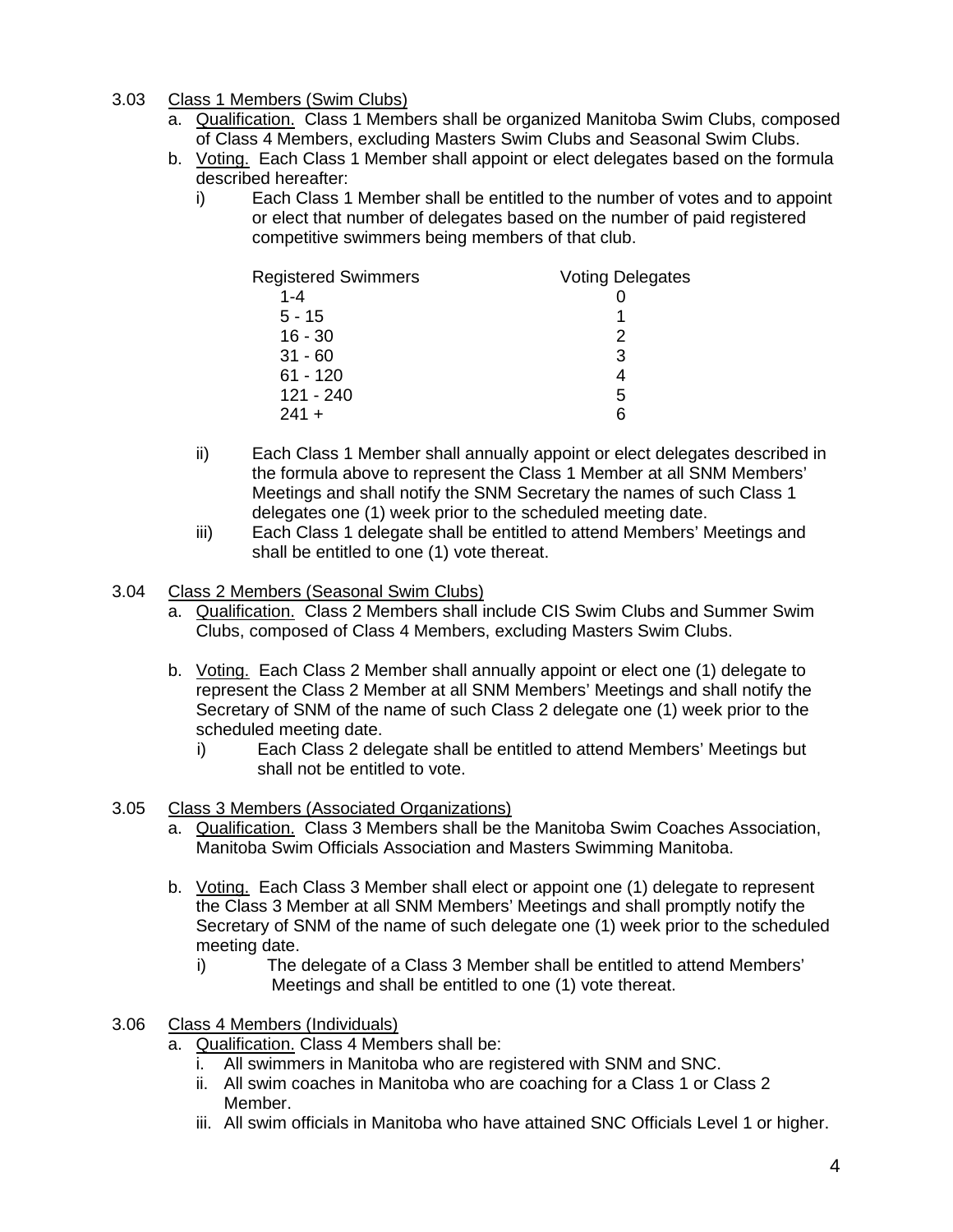3.03 Class 1 Members (Swim Clubs)

a. Qualification. Class 1 Members shall be organized Manitoba Swim Clubs, composed of Class 4 Members, excluding Masters Swim Clubs and Seasonal Swim Clubs.

b. Voting. Each Class 1 Member shall appoint or elect delegates based on the formula described hereafter:

   i) Each Class 1 Member shall be entitled to the number of votes and to appoint or elect that number of delegates based on the number of paid registered competitive swimmers being members of that club.

| Registered Swimmers | Voting Delegates |
|---|---|
| 1-4 | 0 |
| 5 - 15 | 1 |
| 16 - 30 | 2 |
| 31 - 60 | 3 |
| 61 - 120 | 4 |
| 121 - 240 | 5 |
| 241 + | 6 |

   ii) Each Class 1 Member shall annually appoint or elect delegates described in the formula above to represent the Class 1 Member at all SNM Members' Meetings and shall notify the SNM Secretary the names of such Class 1 delegates one (1) week prior to the scheduled meeting date.

   iii) Each Class 1 delegate shall be entitled to attend Members' Meetings and shall be entitled to one (1) vote thereat.

3.04 Class 2 Members (Seasonal Swim Clubs)

a. Qualification. Class 2 Members shall include CIS Swim Clubs and Summer Swim Clubs, composed of Class 4 Members, excluding Masters Swim Clubs.

b. Voting. Each Class 2 Member shall annually appoint or elect one (1) delegate to represent the Class 2 Member at all SNM Members' Meetings and shall notify the Secretary of SNM of the name of such Class 2 delegate one (1) week prior to the scheduled meeting date.

   i) Each Class 2 delegate shall be entitled to attend Members' Meetings but shall not be entitled to vote.

3.05 Class 3 Members (Associated Organizations)

a. Qualification. Class 3 Members shall be the Manitoba Swim Coaches Association, Manitoba Swim Officials Association and Masters Swimming Manitoba.

b. Voting. Each Class 3 Member shall elect or appoint one (1) delegate to represent the Class 3 Member at all SNM Members' Meetings and shall promptly notify the Secretary of SNM of the name of such delegate one (1) week prior to the scheduled meeting date.

   i) The delegate of a Class 3 Member shall be entitled to attend Members' Meetings and shall be entitled to one (1) vote thereat.

3.06 Class 4 Members (Individuals)

a. Qualification. Class 4 Members shall be:

   i. All swimmers in Manitoba who are registered with SNM and SNC.
   ii. All swim coaches in Manitoba who are coaching for a Class 1 or Class 2 Member.
   iii. All swim officials in Manitoba who have attained SNC Officials Level 1 or higher.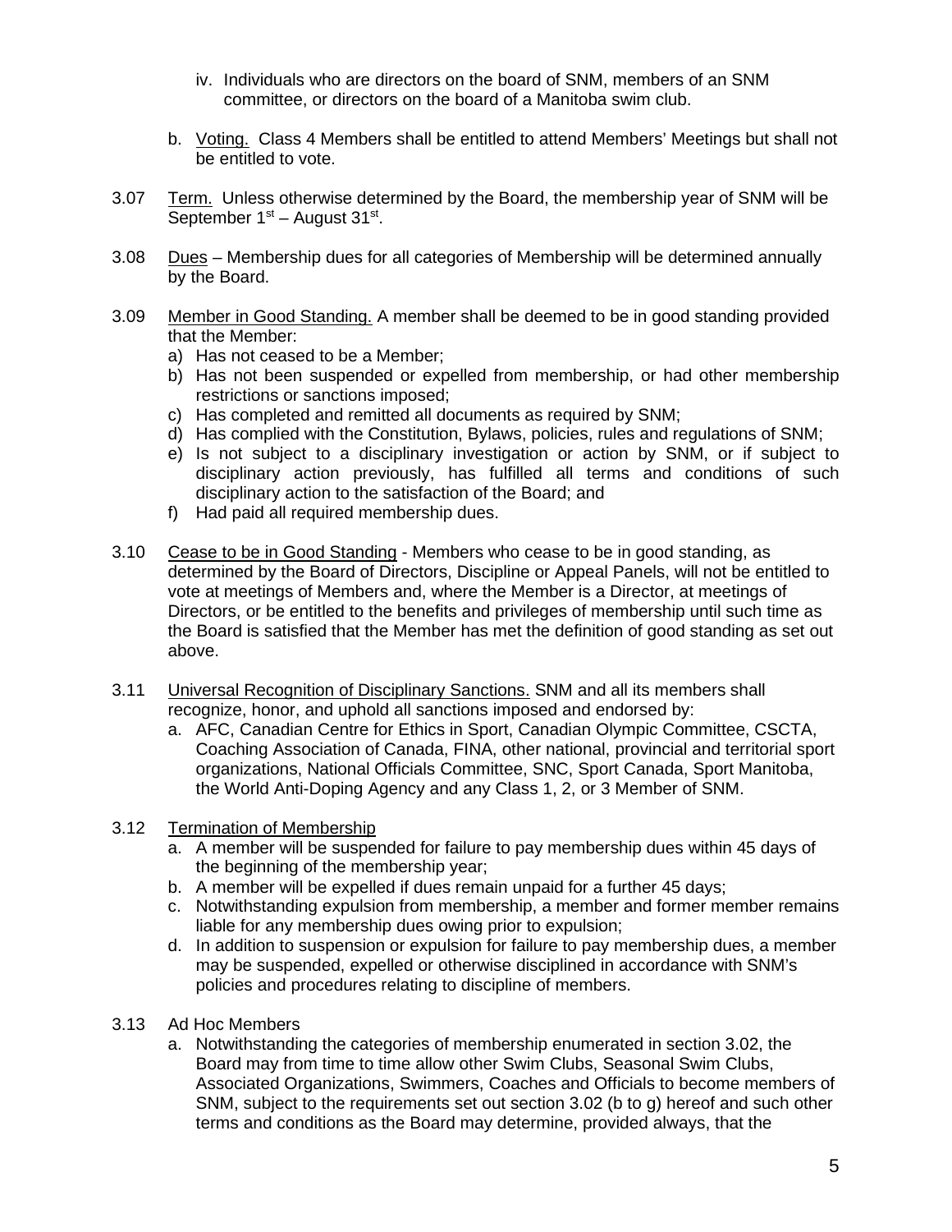iv. Individuals who are directors on the board of SNM, members of an SNM committee, or directors on the board of a Manitoba swim club.

b. Voting. Class 4 Members shall be entitled to attend Members' Meetings but shall not be entitled to vote.

3.07 Term. Unless otherwise determined by the Board, the membership year of SNM will be September 1st – August 31st.

3.08 Dues – Membership dues for all categories of Membership will be determined annually by the Board.

3.09 Member in Good Standing. A member shall be deemed to be in good standing provided that the Member:

a) Has not ceased to be a Member;
b) Has not been suspended or expelled from membership, or had other membership restrictions or sanctions imposed;
c) Has completed and remitted all documents as required by SNM;
d) Has complied with the Constitution, Bylaws, policies, rules and regulations of SNM;
e) Is not subject to a disciplinary investigation or action by SNM, or if subject to disciplinary action previously, has fulfilled all terms and conditions of such disciplinary action to the satisfaction of the Board; and
f) Had paid all required membership dues.

3.10 Cease to be in Good Standing - Members who cease to be in good standing, as determined by the Board of Directors, Discipline or Appeal Panels, will not be entitled to vote at meetings of Members and, where the Member is a Director, at meetings of Directors, or be entitled to the benefits and privileges of membership until such time as the Board is satisfied that the Member has met the definition of good standing as set out above.

3.11 Universal Recognition of Disciplinary Sanctions. SNM and all its members shall recognize, honor, and uphold all sanctions imposed and endorsed by:

a. AFC, Canadian Centre for Ethics in Sport, Canadian Olympic Committee, CSCTA, Coaching Association of Canada, FINA, other national, provincial and territorial sport organizations, National Officials Committee, SNC, Sport Canada, Sport Manitoba, the World Anti-Doping Agency and any Class 1, 2, or 3 Member of SNM.

3.12 Termination of Membership

a. A member will be suspended for failure to pay membership dues within 45 days of the beginning of the membership year;
b. A member will be expelled if dues remain unpaid for a further 45 days;
c. Notwithstanding expulsion from membership, a member and former member remains liable for any membership dues owing prior to expulsion;
d. In addition to suspension or expulsion for failure to pay membership dues, a member may be suspended, expelled or otherwise disciplined in accordance with SNM's policies and procedures relating to discipline of members.

3.13 Ad Hoc Members

a. Notwithstanding the categories of membership enumerated in section 3.02, the Board may from time to time allow other Swim Clubs, Seasonal Swim Clubs, Associated Organizations, Swimmers, Coaches and Officials to become members of SNM, subject to the requirements set out section 3.02 (b to g) hereof and such other terms and conditions as the Board may determine, provided always, that the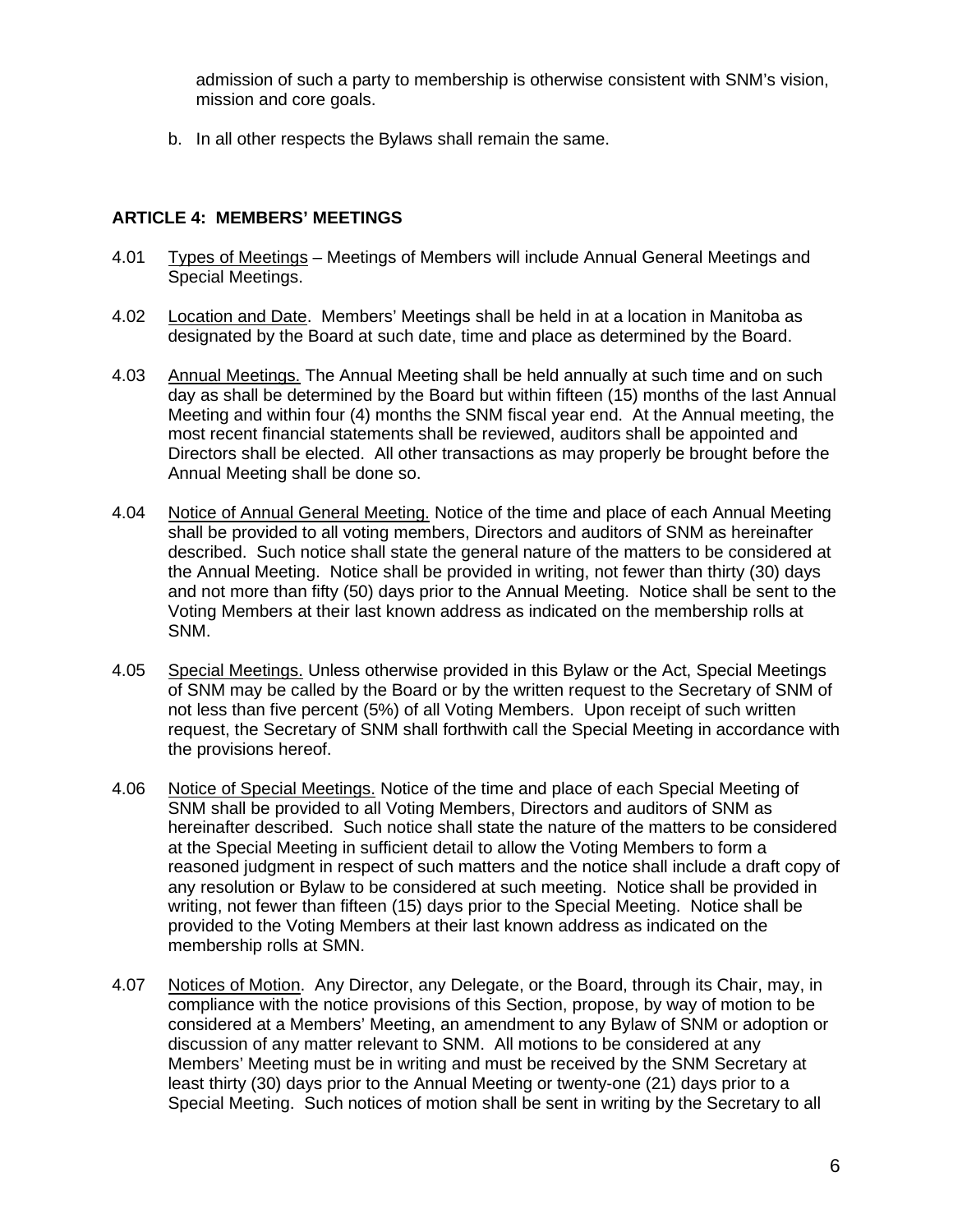admission of such a party to membership is otherwise consistent with SNM's vision, mission and core goals.

b. In all other respects the Bylaws shall remain the same.

## ARTICLE 4: MEMBERS' MEETINGS

4.01 Types of Meetings – Meetings of Members will include Annual General Meetings and Special Meetings.

4.02 Location and Date. Members' Meetings shall be held in at a location in Manitoba as designated by the Board at such date, time and place as determined by the Board.

4.03 Annual Meetings. The Annual Meeting shall be held annually at such time and on such day as shall be determined by the Board but within fifteen (15) months of the last Annual Meeting and within four (4) months the SNM fiscal year end. At the Annual meeting, the most recent financial statements shall be reviewed, auditors shall be appointed and Directors shall be elected. All other transactions as may properly be brought before the Annual Meeting shall be done so.

4.04 Notice of Annual General Meeting. Notice of the time and place of each Annual Meeting shall be provided to all voting members, Directors and auditors of SNM as hereinafter described. Such notice shall state the general nature of the matters to be considered at the Annual Meeting. Notice shall be provided in writing, not fewer than thirty (30) days and not more than fifty (50) days prior to the Annual Meeting. Notice shall be sent to the Voting Members at their last known address as indicated on the membership rolls at SNM.

4.05 Special Meetings. Unless otherwise provided in this Bylaw or the Act, Special Meetings of SNM may be called by the Board or by the written request to the Secretary of SNM of not less than five percent (5%) of all Voting Members. Upon receipt of such written request, the Secretary of SNM shall forthwith call the Special Meeting in accordance with the provisions hereof.

4.06 Notice of Special Meetings. Notice of the time and place of each Special Meeting of SNM shall be provided to all Voting Members, Directors and auditors of SNM as hereinafter described. Such notice shall state the nature of the matters to be considered at the Special Meeting in sufficient detail to allow the Voting Members to form a reasoned judgment in respect of such matters and the notice shall include a draft copy of any resolution or Bylaw to be considered at such meeting. Notice shall be provided in writing, not fewer than fifteen (15) days prior to the Special Meeting. Notice shall be provided to the Voting Members at their last known address as indicated on the membership rolls at SMN.

4.07 Notices of Motion. Any Director, any Delegate, or the Board, through its Chair, may, in compliance with the notice provisions of this Section, propose, by way of motion to be considered at a Members' Meeting, an amendment to any Bylaw of SNM or adoption or discussion of any matter relevant to SNM. All motions to be considered at any Members' Meeting must be in writing and must be received by the SNM Secretary at least thirty (30) days prior to the Annual Meeting or twenty-one (21) days prior to a Special Meeting. Such notices of motion shall be sent in writing by the Secretary to all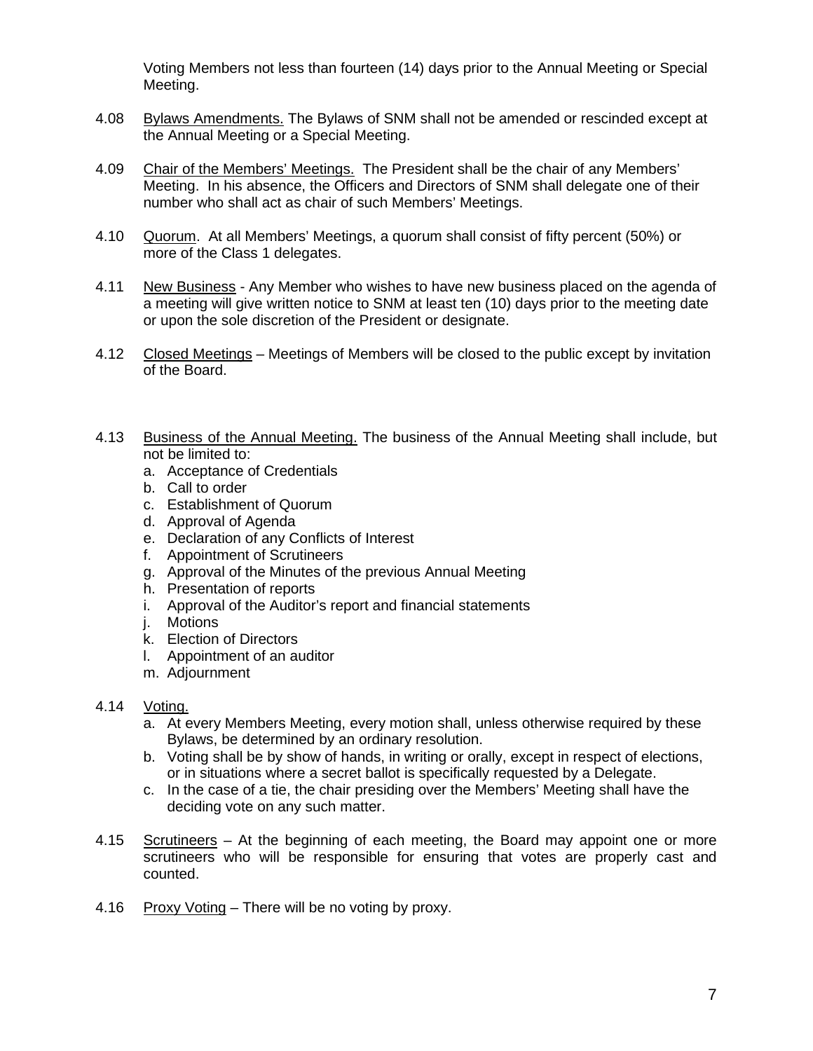Voting Members not less than fourteen (14) days prior to the Annual Meeting or Special Meeting.

4.08 Bylaws Amendments. The Bylaws of SNM shall not be amended or rescinded except at the Annual Meeting or a Special Meeting.

4.09 Chair of the Members' Meetings. The President shall be the chair of any Members' Meeting. In his absence, the Officers and Directors of SNM shall delegate one of their number who shall act as chair of such Members' Meetings.

4.10 Quorum. At all Members' Meetings, a quorum shall consist of fifty percent (50%) or more of the Class 1 delegates.

4.11 New Business - Any Member who wishes to have new business placed on the agenda of a meeting will give written notice to SNM at least ten (10) days prior to the meeting date or upon the sole discretion of the President or designate.

4.12 Closed Meetings – Meetings of Members will be closed to the public except by invitation of the Board.

4.13 Business of the Annual Meeting. The business of the Annual Meeting shall include, but not be limited to:

a. Acceptance of Credentials
b. Call to order
c. Establishment of Quorum
d. Approval of Agenda
e. Declaration of any Conflicts of Interest
f. Appointment of Scrutineers
g. Approval of the Minutes of the previous Annual Meeting
h. Presentation of reports
i. Approval of the Auditor's report and financial statements
j. Motions
k. Election of Directors
l. Appointment of an auditor
m. Adjournment

4.14 Voting.

a. At every Members Meeting, every motion shall, unless otherwise required by these Bylaws, be determined by an ordinary resolution.
b. Voting shall be by show of hands, in writing or orally, except in respect of elections, or in situations where a secret ballot is specifically requested by a Delegate.
c. In the case of a tie, the chair presiding over the Members' Meeting shall have the deciding vote on any such matter.

4.15 Scrutineers – At the beginning of each meeting, the Board may appoint one or more scrutineers who will be responsible for ensuring that votes are properly cast and counted.

4.16 Proxy Voting – There will be no voting by proxy.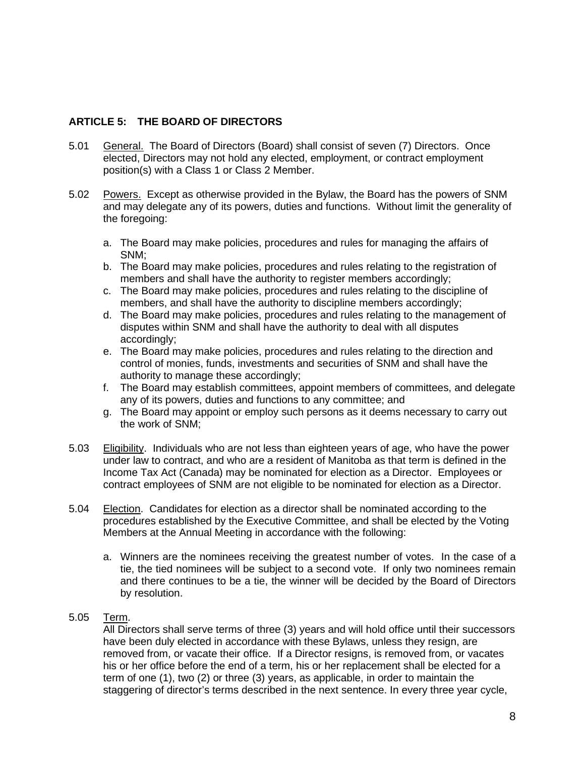## ARTICLE 5: THE BOARD OF DIRECTORS

5.01 General. The Board of Directors (Board) shall consist of seven (7) Directors. Once elected, Directors may not hold any elected, employment, or contract employment position(s) with a Class 1 or Class 2 Member.

5.02 Powers. Except as otherwise provided in the Bylaw, the Board has the powers of SNM and may delegate any of its powers, duties and functions. Without limit the generality of the foregoing:

a. The Board may make policies, procedures and rules for managing the affairs of SNM;
b. The Board may make policies, procedures and rules relating to the registration of members and shall have the authority to register members accordingly;
c. The Board may make policies, procedures and rules relating to the discipline of members, and shall have the authority to discipline members accordingly;
d. The Board may make policies, procedures and rules relating to the management of disputes within SNM and shall have the authority to deal with all disputes accordingly;
e. The Board may make policies, procedures and rules relating to the direction and control of monies, funds, investments and securities of SNM and shall have the authority to manage these accordingly;
f. The Board may establish committees, appoint members of committees, and delegate any of its powers, duties and functions to any committee; and
g. The Board may appoint or employ such persons as it deems necessary to carry out the work of SNM;

5.03 Eligibility. Individuals who are not less than eighteen years of age, who have the power under law to contract, and who are a resident of Manitoba as that term is defined in the Income Tax Act (Canada) may be nominated for election as a Director. Employees or contract employees of SNM are not eligible to be nominated for election as a Director.

5.04 Election. Candidates for election as a director shall be nominated according to the procedures established by the Executive Committee, and shall be elected by the Voting Members at the Annual Meeting in accordance with the following:

a. Winners are the nominees receiving the greatest number of votes. In the case of a tie, the tied nominees will be subject to a second vote. If only two nominees remain and there continues to be a tie, the winner will be decided by the Board of Directors by resolution.

5.05 Term.
All Directors shall serve terms of three (3) years and will hold office until their successors have been duly elected in accordance with these Bylaws, unless they resign, are removed from, or vacate their office. If a Director resigns, is removed from, or vacates his or her office before the end of a term, his or her replacement shall be elected for a term of one (1), two (2) or three (3) years, as applicable, in order to maintain the staggering of director's terms described in the next sentence. In every three year cycle,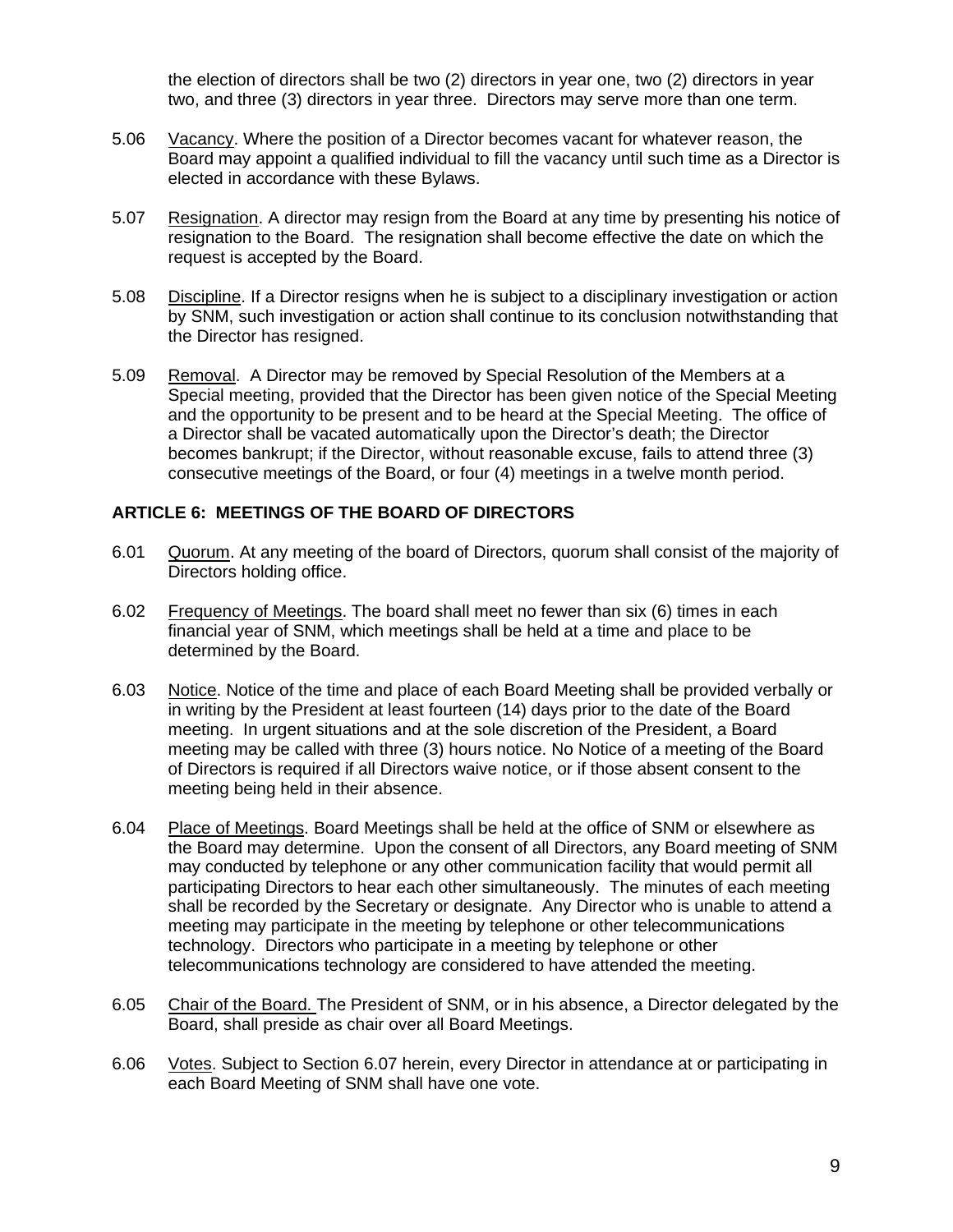the election of directors shall be two (2) directors in year one, two (2) directors in year two, and three (3) directors in year three. Directors may serve more than one term.

5.06 Vacancy. Where the position of a Director becomes vacant for whatever reason, the Board may appoint a qualified individual to fill the vacancy until such time as a Director is elected in accordance with these Bylaws.

5.07 Resignation. A director may resign from the Board at any time by presenting his notice of resignation to the Board. The resignation shall become effective the date on which the request is accepted by the Board.

5.08 Discipline. If a Director resigns when he is subject to a disciplinary investigation or action by SNM, such investigation or action shall continue to its conclusion notwithstanding that the Director has resigned.

5.09 Removal. A Director may be removed by Special Resolution of the Members at a Special meeting, provided that the Director has been given notice of the Special Meeting and the opportunity to be present and to be heard at the Special Meeting. The office of a Director shall be vacated automatically upon the Director's death; the Director becomes bankrupt; if the Director, without reasonable excuse, fails to attend three (3) consecutive meetings of the Board, or four (4) meetings in a twelve month period.

## ARTICLE 6: MEETINGS OF THE BOARD OF DIRECTORS

6.01 Quorum. At any meeting of the board of Directors, quorum shall consist of the majority of Directors holding office.

6.02 Frequency of Meetings. The board shall meet no fewer than six (6) times in each financial year of SNM, which meetings shall be held at a time and place to be determined by the Board.

6.03 Notice. Notice of the time and place of each Board Meeting shall be provided verbally or in writing by the President at least fourteen (14) days prior to the date of the Board meeting. In urgent situations and at the sole discretion of the President, a Board meeting may be called with three (3) hours notice. No Notice of a meeting of the Board of Directors is required if all Directors waive notice, or if those absent consent to the meeting being held in their absence.

6.04 Place of Meetings. Board Meetings shall be held at the office of SNM or elsewhere as the Board may determine. Upon the consent of all Directors, any Board meeting of SNM may conducted by telephone or any other communication facility that would permit all participating Directors to hear each other simultaneously. The minutes of each meeting shall be recorded by the Secretary or designate. Any Director who is unable to attend a meeting may participate in the meeting by telephone or other telecommunications technology. Directors who participate in a meeting by telephone or other telecommunications technology are considered to have attended the meeting.

6.05 Chair of the Board. The President of SNM, or in his absence, a Director delegated by the Board, shall preside as chair over all Board Meetings.

6.06 Votes. Subject to Section 6.07 herein, every Director in attendance at or participating in each Board Meeting of SNM shall have one vote.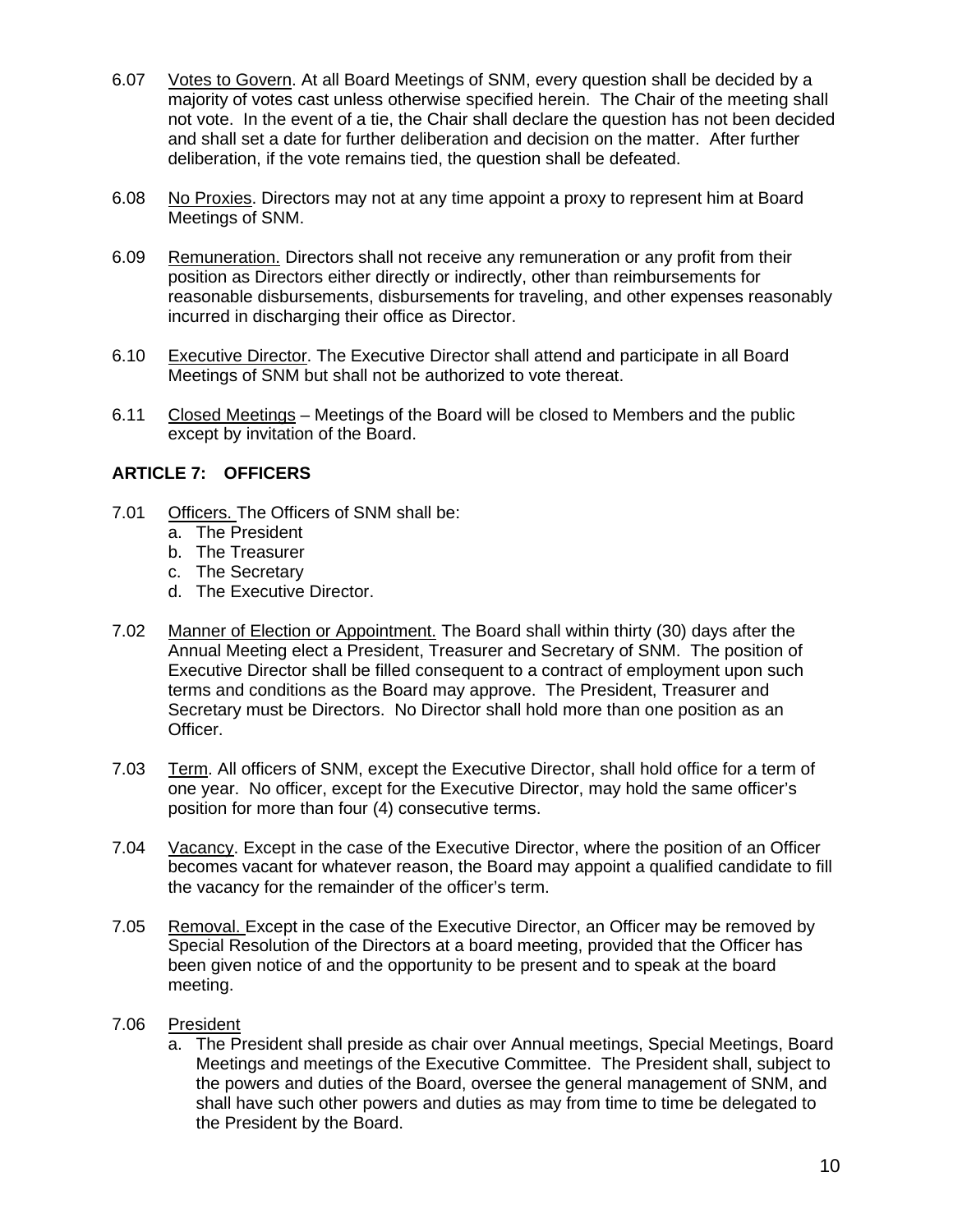6.07 Votes to Govern. At all Board Meetings of SNM, every question shall be decided by a majority of votes cast unless otherwise specified herein. The Chair of the meeting shall not vote. In the event of a tie, the Chair shall declare the question has not been decided and shall set a date for further deliberation and decision on the matter. After further deliberation, if the vote remains tied, the question shall be defeated.

6.08 No Proxies. Directors may not at any time appoint a proxy to represent him at Board Meetings of SNM.

6.09 Remuneration. Directors shall not receive any remuneration or any profit from their position as Directors either directly or indirectly, other than reimbursements for reasonable disbursements, disbursements for traveling, and other expenses reasonably incurred in discharging their office as Director.

6.10 Executive Director. The Executive Director shall attend and participate in all Board Meetings of SNM but shall not be authorized to vote thereat.

6.11 Closed Meetings – Meetings of the Board will be closed to Members and the public except by invitation of the Board.

## ARTICLE 7: OFFICERS

7.01 Officers. The Officers of SNM shall be:
  a. The President
  b. The Treasurer
  c. The Secretary
  d. The Executive Director.

7.02 Manner of Election or Appointment. The Board shall within thirty (30) days after the Annual Meeting elect a President, Treasurer and Secretary of SNM. The position of Executive Director shall be filled consequent to a contract of employment upon such terms and conditions as the Board may approve. The President, Treasurer and Secretary must be Directors. No Director shall hold more than one position as an Officer.

7.03 Term. All officers of SNM, except the Executive Director, shall hold office for a term of one year. No officer, except for the Executive Director, may hold the same officer's position for more than four (4) consecutive terms.

7.04 Vacancy. Except in the case of the Executive Director, where the position of an Officer becomes vacant for whatever reason, the Board may appoint a qualified candidate to fill the vacancy for the remainder of the officer's term.

7.05 Removal. Except in the case of the Executive Director, an Officer may be removed by Special Resolution of the Directors at a board meeting, provided that the Officer has been given notice of and the opportunity to be present and to speak at the board meeting.

7.06 President
  a. The President shall preside as chair over Annual meetings, Special Meetings, Board Meetings and meetings of the Executive Committee. The President shall, subject to the powers and duties of the Board, oversee the general management of SNM, and shall have such other powers and duties as may from time to time be delegated to the President by the Board.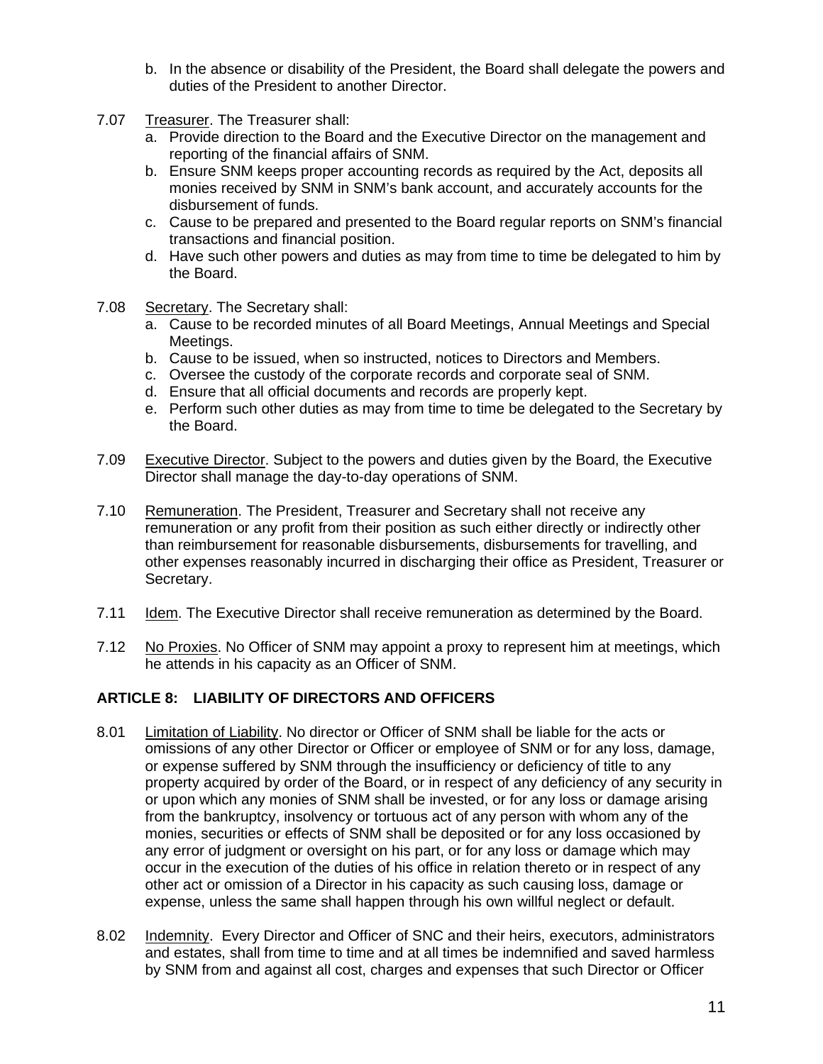b. In the absence or disability of the President, the Board shall delegate the powers and duties of the President to another Director.

7.07 <u>Treasurer</u>. The Treasurer shall:

   a. Provide direction to the Board and the Executive Director on the management and reporting of the financial affairs of SNM.
   b. Ensure SNM keeps proper accounting records as required by the Act, deposits all monies received by SNM in SNM's bank account, and accurately accounts for the disbursement of funds.
   c. Cause to be prepared and presented to the Board regular reports on SNM's financial transactions and financial position.
   d. Have such other powers and duties as may from time to time be delegated to him by the Board.

7.08 <u>Secretary</u>. The Secretary shall:

   a. Cause to be recorded minutes of all Board Meetings, Annual Meetings and Special Meetings.
   b. Cause to be issued, when so instructed, notices to Directors and Members.
   c. Oversee the custody of the corporate records and corporate seal of SNM.
   d. Ensure that all official documents and records are properly kept.
   e. Perform such other duties as may from time to time be delegated to the Secretary by the Board.

7.09 <u>Executive Director</u>. Subject to the powers and duties given by the Board, the Executive Director shall manage the day-to-day operations of SNM.

7.10 <u>Remuneration</u>. The President, Treasurer and Secretary shall not receive any remuneration or any profit from their position as such either directly or indirectly other than reimbursement for reasonable disbursements, disbursements for travelling, and other expenses reasonably incurred in discharging their office as President, Treasurer or Secretary.

7.11 <u>Idem</u>. The Executive Director shall receive remuneration as determined by the Board.

7.12 <u>No Proxies</u>. No Officer of SNM may appoint a proxy to represent him at meetings, which he attends in his capacity as an Officer of SNM.

## ARTICLE 8: LIABILITY OF DIRECTORS AND OFFICERS

8.01 <u>Limitation of Liability</u>. No director or Officer of SNM shall be liable for the acts or omissions of any other Director or Officer or employee of SNM or for any loss, damage, or expense suffered by SNM through the insufficiency or deficiency of title to any property acquired by order of the Board, or in respect of any deficiency of any security in or upon which any monies of SNM shall be invested, or for any loss or damage arising from the bankruptcy, insolvency or tortuous act of any person with whom any of the monies, securities or effects of SNM shall be deposited or for any loss occasioned by any error of judgment or oversight on his part, or for any loss or damage which may occur in the execution of the duties of his office in relation thereto or in respect of any other act or omission of a Director in his capacity as such causing loss, damage or expense, unless the same shall happen through his own willful neglect or default.

8.02 <u>Indemnity</u>. Every Director and Officer of SNC and their heirs, executors, administrators and estates, shall from time to time and at all times be indemnified and saved harmless by SNM from and against all cost, charges and expenses that such Director or Officer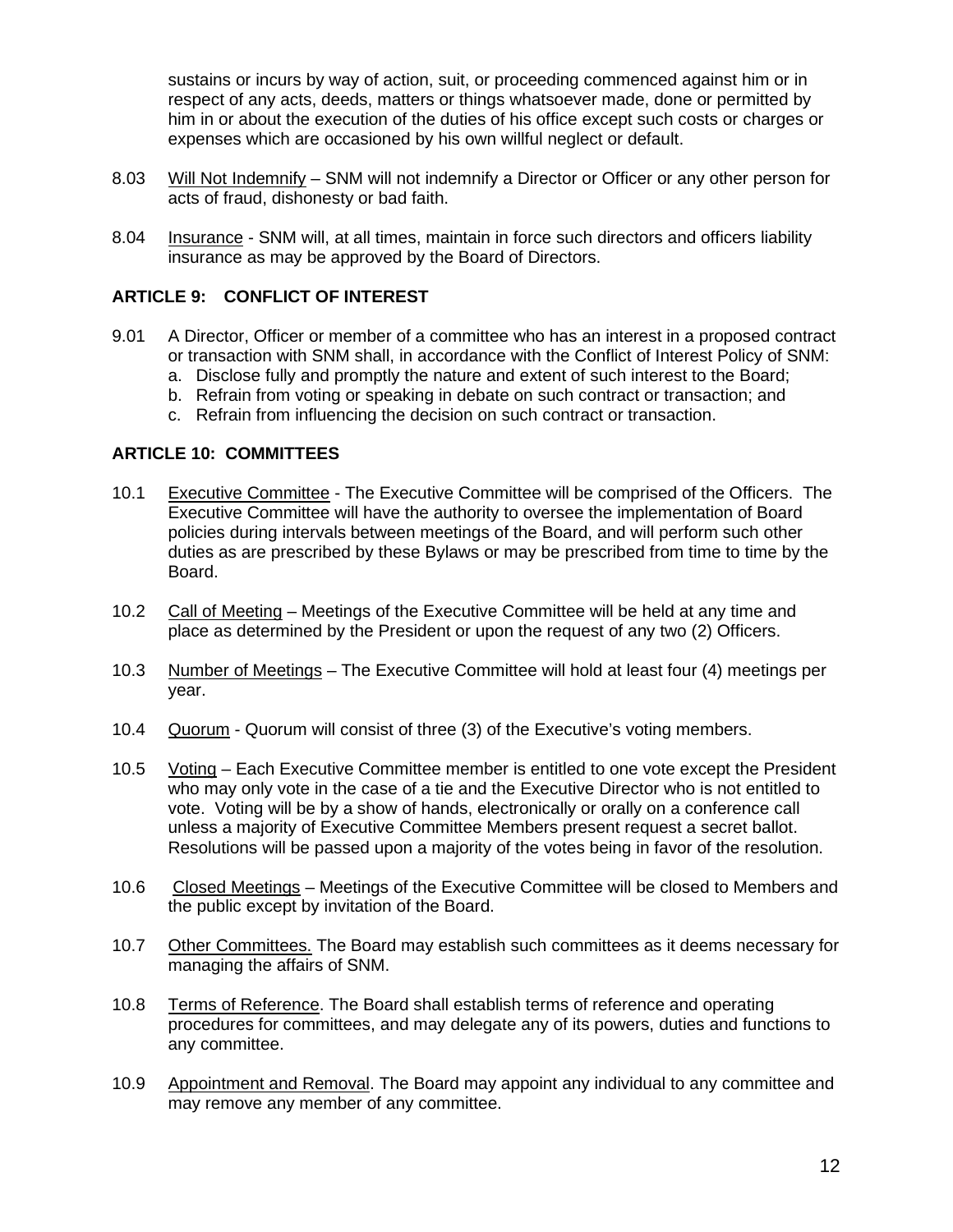sustains or incurs by way of action, suit, or proceeding commenced against him or in respect of any acts, deeds, matters or things whatsoever made, done or permitted by him in or about the execution of the duties of his office except such costs or charges or expenses which are occasioned by his own willful neglect or default.

8.03 Will Not Indemnify – SNM will not indemnify a Director or Officer or any other person for acts of fraud, dishonesty or bad faith.

8.04 Insurance - SNM will, at all times, maintain in force such directors and officers liability insurance as may be approved by the Board of Directors.

## ARTICLE 9: CONFLICT OF INTEREST

9.01 A Director, Officer or member of a committee who has an interest in a proposed contract or transaction with SNM shall, in accordance with the Conflict of Interest Policy of SNM:

a. Disclose fully and promptly the nature and extent of such interest to the Board;
b. Refrain from voting or speaking in debate on such contract or transaction; and
c. Refrain from influencing the decision on such contract or transaction.

## ARTICLE 10: COMMITTEES

10.1 Executive Committee - The Executive Committee will be comprised of the Officers. The Executive Committee will have the authority to oversee the implementation of Board policies during intervals between meetings of the Board, and will perform such other duties as are prescribed by these Bylaws or may be prescribed from time to time by the Board.

10.2 Call of Meeting – Meetings of the Executive Committee will be held at any time and place as determined by the President or upon the request of any two (2) Officers.

10.3 Number of Meetings – The Executive Committee will hold at least four (4) meetings per year.

10.4 Quorum - Quorum will consist of three (3) of the Executive's voting members.

10.5 Voting – Each Executive Committee member is entitled to one vote except the President who may only vote in the case of a tie and the Executive Director who is not entitled to vote. Voting will be by a show of hands, electronically or orally on a conference call unless a majority of Executive Committee Members present request a secret ballot. Resolutions will be passed upon a majority of the votes being in favor of the resolution.

10.6 Closed Meetings – Meetings of the Executive Committee will be closed to Members and the public except by invitation of the Board.

10.7 Other Committees. The Board may establish such committees as it deems necessary for managing the affairs of SNM.

10.8 Terms of Reference. The Board shall establish terms of reference and operating procedures for committees, and may delegate any of its powers, duties and functions to any committee.

10.9 Appointment and Removal. The Board may appoint any individual to any committee and may remove any member of any committee.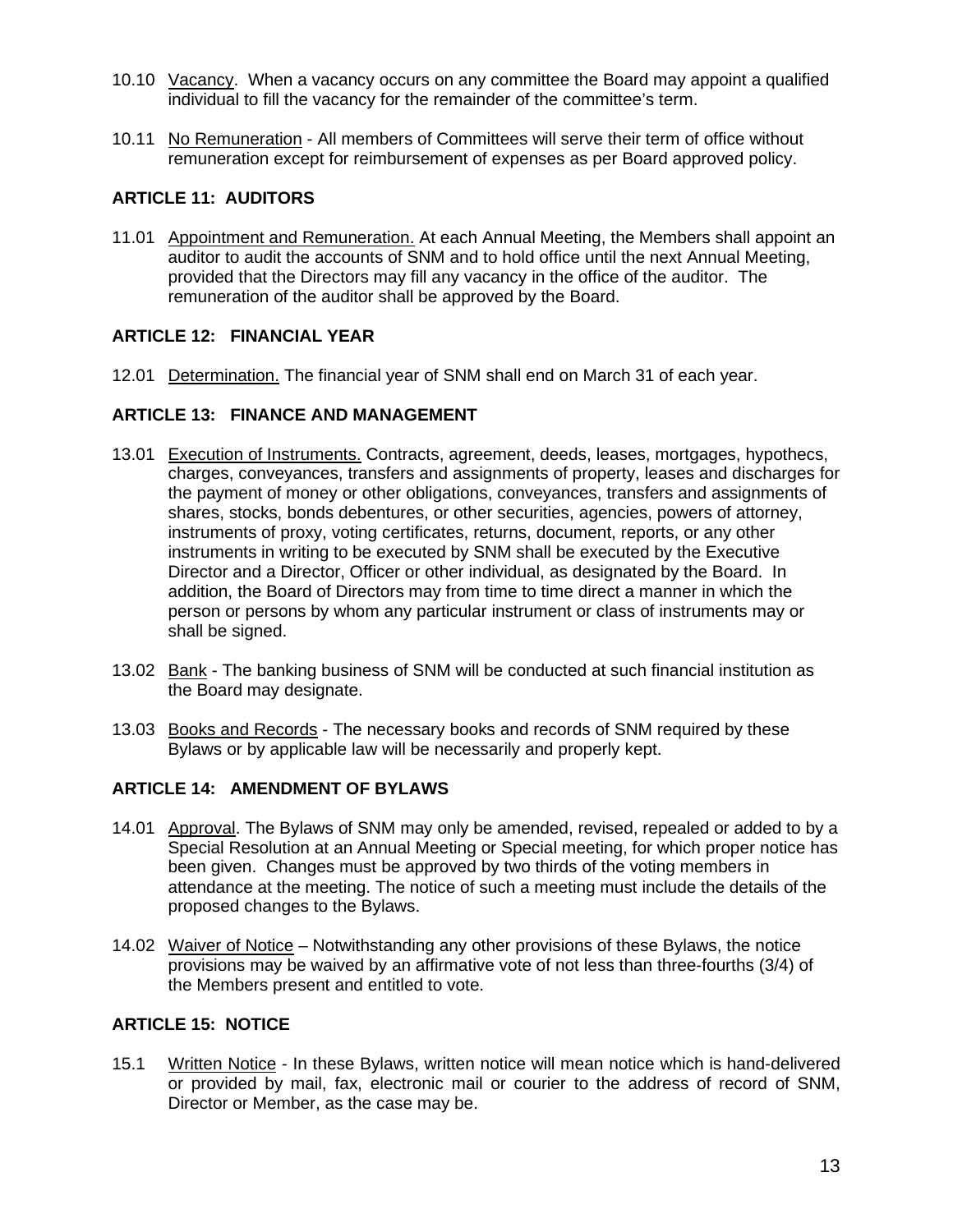10.10 Vacancy. When a vacancy occurs on any committee the Board may appoint a qualified individual to fill the vacancy for the remainder of the committee's term.

10.11 No Remuneration - All members of Committees will serve their term of office without remuneration except for reimbursement of expenses as per Board approved policy.

## ARTICLE 11: AUDITORS

11.01 Appointment and Remuneration. At each Annual Meeting, the Members shall appoint an auditor to audit the accounts of SNM and to hold office until the next Annual Meeting, provided that the Directors may fill any vacancy in the office of the auditor. The remuneration of the auditor shall be approved by the Board.

## ARTICLE 12: FINANCIAL YEAR

12.01 Determination. The financial year of SNM shall end on March 31 of each year.

## ARTICLE 13: FINANCE AND MANAGEMENT

13.01 Execution of Instruments. Contracts, agreement, deeds, leases, mortgages, hypothecs, charges, conveyances, transfers and assignments of property, leases and discharges for the payment of money or other obligations, conveyances, transfers and assignments of shares, stocks, bonds debentures, or other securities, agencies, powers of attorney, instruments of proxy, voting certificates, returns, document, reports, or any other instruments in writing to be executed by SNM shall be executed by the Executive Director and a Director, Officer or other individual, as designated by the Board. In addition, the Board of Directors may from time to time direct a manner in which the person or persons by whom any particular instrument or class of instruments may or shall be signed.

13.02 Bank - The banking business of SNM will be conducted at such financial institution as the Board may designate.

13.03 Books and Records - The necessary books and records of SNM required by these Bylaws or by applicable law will be necessarily and properly kept.

## ARTICLE 14: AMENDMENT OF BYLAWS

14.01 Approval. The Bylaws of SNM may only be amended, revised, repealed or added to by a Special Resolution at an Annual Meeting or Special meeting, for which proper notice has been given. Changes must be approved by two thirds of the voting members in attendance at the meeting. The notice of such a meeting must include the details of the proposed changes to the Bylaws.

14.02 Waiver of Notice – Notwithstanding any other provisions of these Bylaws, the notice provisions may be waived by an affirmative vote of not less than three-fourths (3/4) of the Members present and entitled to vote.

## ARTICLE 15: NOTICE

15.1 Written Notice - In these Bylaws, written notice will mean notice which is hand-delivered or provided by mail, fax, electronic mail or courier to the address of record of SNM, Director or Member, as the case may be.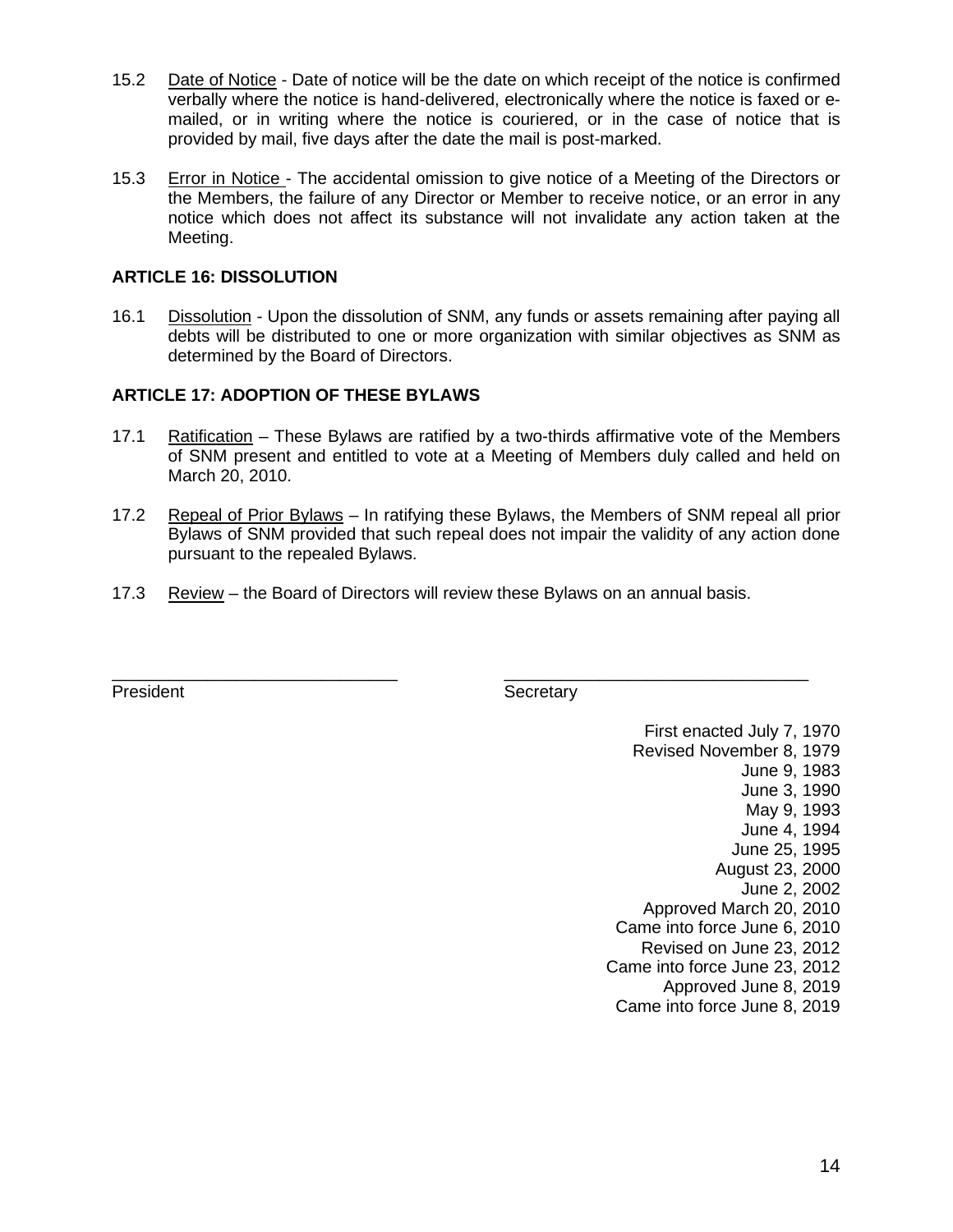15.2 Date of Notice - Date of notice will be the date on which receipt of the notice is confirmed verbally where the notice is hand-delivered, electronically where the notice is faxed or e-mailed, or in writing where the notice is couriered, or in the case of notice that is provided by mail, five days after the date the mail is post-marked.

15.3 Error in Notice - The accidental omission to give notice of a Meeting of the Directors or the Members, the failure of any Director or Member to receive notice, or an error in any notice which does not affect its substance will not invalidate any action taken at the Meeting.

**ARTICLE 16: DISSOLUTION**

16.1 Dissolution - Upon the dissolution of SNM, any funds or assets remaining after paying all debts will be distributed to one or more organization with similar objectives as SNM as determined by the Board of Directors.

**ARTICLE 17: ADOPTION OF THESE BYLAWS**

17.1 Ratification – These Bylaws are ratified by a two-thirds affirmative vote of the Members of SNM present and entitled to vote at a Meeting of Members duly called and held on March 20, 2010.

17.2 Repeal of Prior Bylaws – In ratifying these Bylaws, the Members of SNM repeal all prior Bylaws of SNM provided that such repeal does not impair the validity of any action done pursuant to the repealed Bylaws.

17.3 Review – the Board of Directors will review these Bylaws on an annual basis.

\_\_\_\_\_\_\_\_\_\_\_\_\_\_\_\_\_\_\_\_\_\_\_\_\_\_\_\_\_\_ \_\_\_\_\_\_\_\_\_\_\_\_\_\_\_\_\_\_\_\_\_\_\_\_\_\_\_\_\_\_\_\_

President Secretary

First enacted July 7, 1970
Revised November 8, 1979
June 9, 1983
June 3, 1990
May 9, 1993
June 4, 1994
June 25, 1995
August 23, 2000
June 2, 2002
Approved March 20, 2010
Came into force June 6, 2010
Revised on June 23, 2012
Came into force June 23, 2012
Approved June 8, 2019
Came into force June 8, 2019